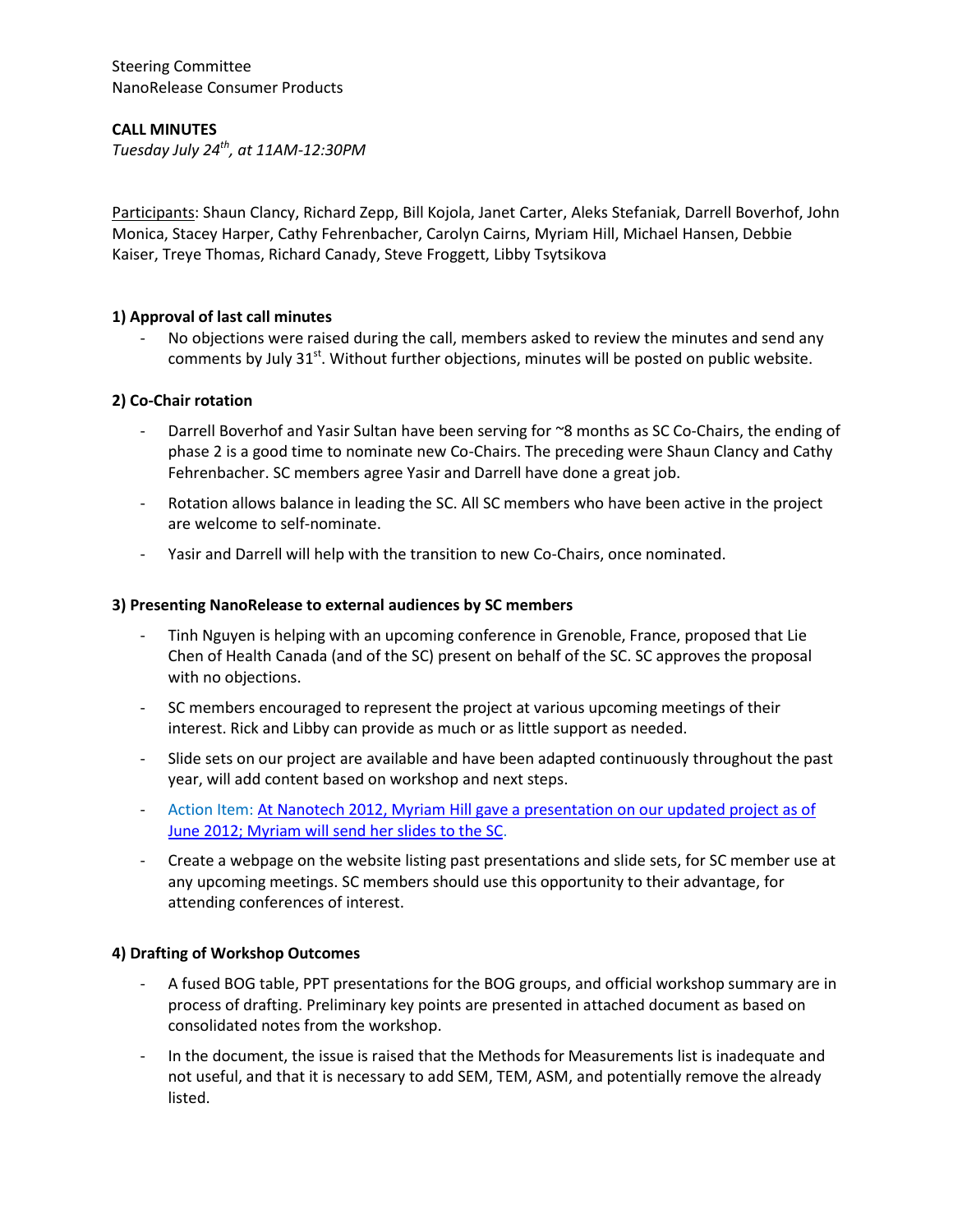Steering Committee
NanoRelease Consumer Products

**CALL MINUTES**
*Tuesday July 24th, at 11AM-12:30PM*

Participants: Shaun Clancy, Richard Zepp, Bill Kojola, Janet Carter, Aleks Stefaniak, Darrell Boverhof, John Monica, Stacey Harper, Cathy Fehrenbacher, Carolyn Cairns, Myriam Hill, Michael Hansen, Debbie Kaiser, Treye Thomas, Richard Canady, Steve Froggett, Libby Tsytsikova

**1) Approval of last call minutes**

- No objections were raised during the call, members asked to review the minutes and send any comments by July 31st. Without further objections, minutes will be posted on public website.

**2) Co-Chair rotation**

- Darrell Boverhof and Yasir Sultan have been serving for ~8 months as SC Co-Chairs, the ending of phase 2 is a good time to nominate new Co-Chairs. The preceding were Shaun Clancy and Cathy Fehrenbacher. SC members agree Yasir and Darrell have done a great job.
- Rotation allows balance in leading the SC. All SC members who have been active in the project are welcome to self-nominate.
- Yasir and Darrell will help with the transition to new Co-Chairs, once nominated.

**3) Presenting NanoRelease to external audiences by SC members**

- Tinh Nguyen is helping with an upcoming conference in Grenoble, France, proposed that Lie Chen of Health Canada (and of the SC) present on behalf of the SC. SC approves the proposal with no objections.
- SC members encouraged to represent the project at various upcoming meetings of their interest. Rick and Libby can provide as much or as little support as needed.
- Slide sets on our project are available and have been adapted continuously throughout the past year, will add content based on workshop and next steps.
- Action Item: At Nanotech 2012, Myriam Hill gave a presentation on our updated project as of June 2012; Myriam will send her slides to the SC.
- Create a webpage on the website listing past presentations and slide sets, for SC member use at any upcoming meetings. SC members should use this opportunity to their advantage, for attending conferences of interest.

**4) Drafting of Workshop Outcomes**

- A fused BOG table, PPT presentations for the BOG groups, and official workshop summary are in process of drafting. Preliminary key points are presented in attached document as based on consolidated notes from the workshop.
- In the document, the issue is raised that the Methods for Measurements list is inadequate and not useful, and that it is necessary to add SEM, TEM, ASM, and potentially remove the already listed.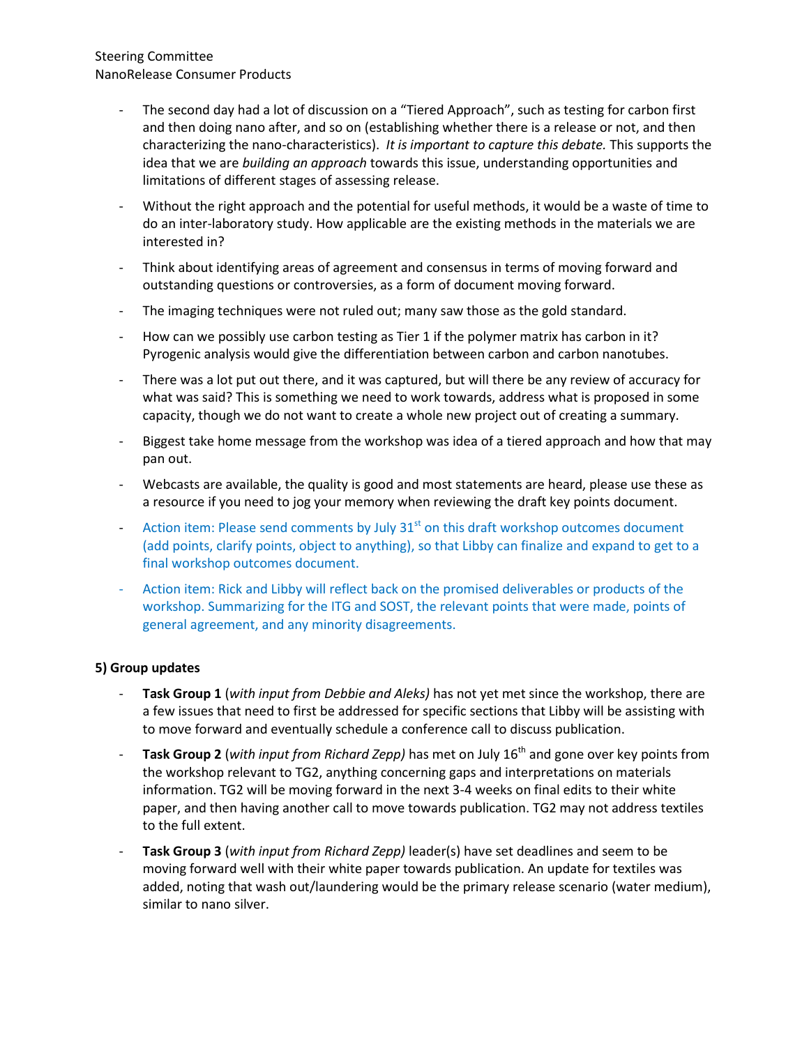- The second day had a lot of discussion on a "Tiered Approach", such as testing for carbon first and then doing nano after, and so on (establishing whether there is a release or not, and then characterizing the nano-characteristics). *It is important to capture this debate.* This supports the idea that we are *building an approach* towards this issue, understanding opportunities and limitations of different stages of assessing release.
- Without the right approach and the potential for useful methods, it would be a waste of time to do an inter-laboratory study. How applicable are the existing methods in the materials we are interested in?
- Think about identifying areas of agreement and consensus in terms of moving forward and outstanding questions or controversies, as a form of document moving forward.
- The imaging techniques were not ruled out; many saw those as the gold standard.
- How can we possibly use carbon testing as Tier 1 if the polymer matrix has carbon in it? Pyrogenic analysis would give the differentiation between carbon and carbon nanotubes.
- There was a lot put out there, and it was captured, but will there be any review of accuracy for what was said? This is something we need to work towards, address what is proposed in some capacity, though we do not want to create a whole new project out of creating a summary.
- Biggest take home message from the workshop was idea of a tiered approach and how that may pan out.
- Webcasts are available, the quality is good and most statements are heard, please use these as a resource if you need to jog your memory when reviewing the draft key points document.
- Action item: Please send comments by July 31st on this draft workshop outcomes document (add points, clarify points, object to anything), so that Libby can finalize and expand to get to a final workshop outcomes document.
- Action item: Rick and Libby will reflect back on the promised deliverables or products of the workshop. Summarizing for the ITG and SOST, the relevant points that were made, points of general agreement, and any minority disagreements.

**5) Group updates**

- **Task Group 1** (*with input from Debbie and Aleks)* has not yet met since the workshop, there are a few issues that need to first be addressed for specific sections that Libby will be assisting with to move forward and eventually schedule a conference call to discuss publication.
- **Task Group 2** (*with input from Richard Zepp)* has met on July 16th and gone over key points from the workshop relevant to TG2, anything concerning gaps and interpretations on materials information. TG2 will be moving forward in the next 3-4 weeks on final edits to their white paper, and then having another call to move towards publication. TG2 may not address textiles to the full extent.
- **Task Group 3** (*with input from Richard Zepp)* leader(s) have set deadlines and seem to be moving forward well with their white paper towards publication. An update for textiles was added, noting that wash out/laundering would be the primary release scenario (water medium), similar to nano silver.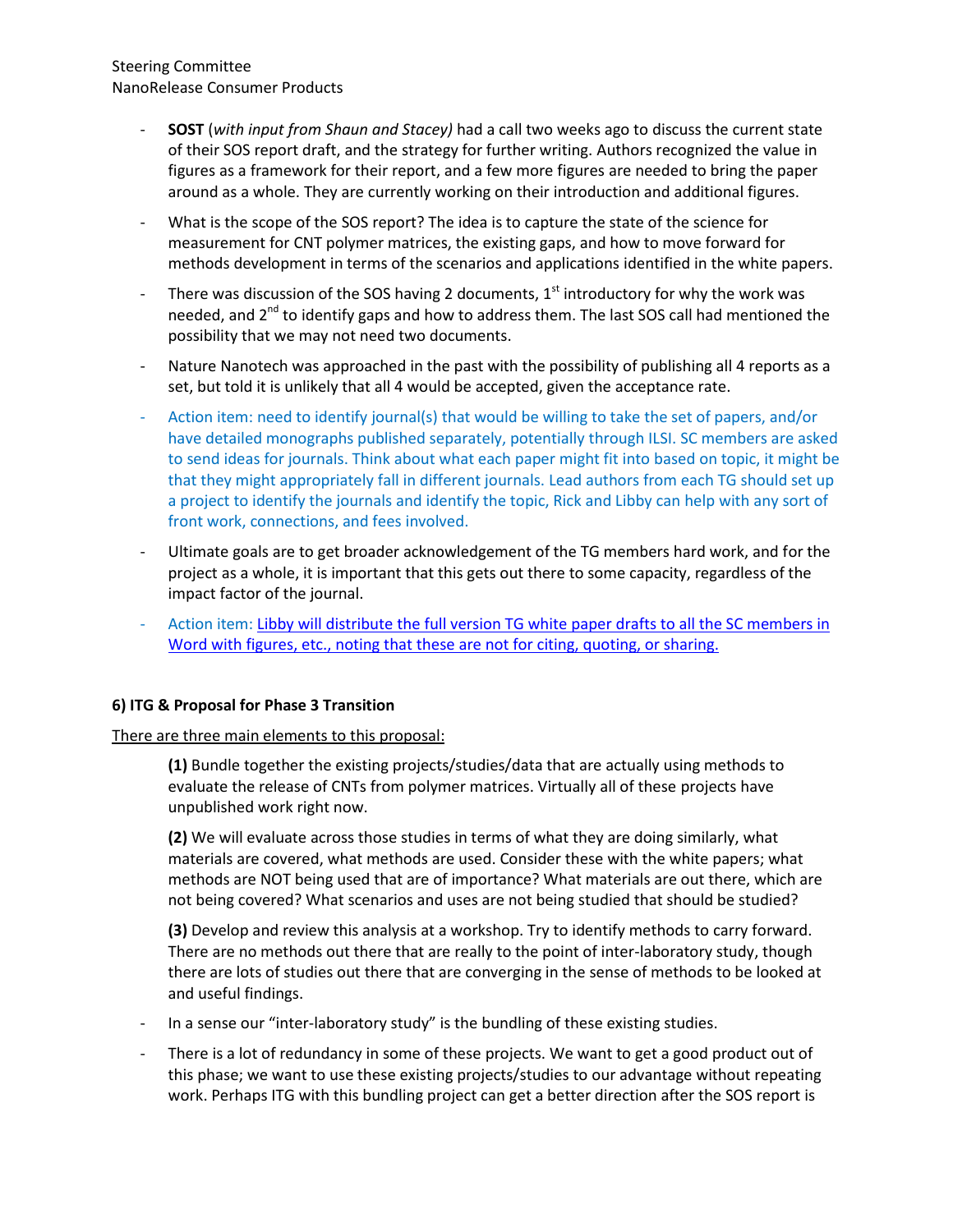- **SOST** (*with input from Shaun and Stacey)* had a call two weeks ago to discuss the current state of their SOS report draft, and the strategy for further writing. Authors recognized the value in figures as a framework for their report, and a few more figures are needed to bring the paper around as a whole. They are currently working on their introduction and additional figures.
- What is the scope of the SOS report? The idea is to capture the state of the science for measurement for CNT polymer matrices, the existing gaps, and how to move forward for methods development in terms of the scenarios and applications identified in the white papers.
- There was discussion of the SOS having 2 documents, 1st introductory for why the work was needed, and 2nd to identify gaps and how to address them. The last SOS call had mentioned the possibility that we may not need two documents.
- Nature Nanotech was approached in the past with the possibility of publishing all 4 reports as a set, but told it is unlikely that all 4 would be accepted, given the acceptance rate.
- Action item: need to identify journal(s) that would be willing to take the set of papers, and/or have detailed monographs published separately, potentially through ILSI. SC members are asked to send ideas for journals. Think about what each paper might fit into based on topic, it might be that they might appropriately fall in different journals. Lead authors from each TG should set up a project to identify the journals and identify the topic, Rick and Libby can help with any sort of front work, connections, and fees involved.
- Ultimate goals are to get broader acknowledgement of the TG members hard work, and for the project as a whole, it is important that this gets out there to some capacity, regardless of the impact factor of the journal.
- Action item: Libby will distribute the full version TG white paper drafts to all the SC members in Word with figures, etc., noting that these are not for citing, quoting, or sharing.

**6) ITG & Proposal for Phase 3 Transition**

There are three main elements to this proposal:

**(1)** Bundle together the existing projects/studies/data that are actually using methods to evaluate the release of CNTs from polymer matrices. Virtually all of these projects have unpublished work right now.

**(2)** We will evaluate across those studies in terms of what they are doing similarly, what materials are covered, what methods are used. Consider these with the white papers; what methods are NOT being used that are of importance? What materials are out there, which are not being covered? What scenarios and uses are not being studied that should be studied?

**(3)** Develop and review this analysis at a workshop. Try to identify methods to carry forward. There are no methods out there that are really to the point of inter-laboratory study, though there are lots of studies out there that are converging in the sense of methods to be looked at and useful findings.

- In a sense our "inter-laboratory study" is the bundling of these existing studies.
- There is a lot of redundancy in some of these projects. We want to get a good product out of this phase; we want to use these existing projects/studies to our advantage without repeating work. Perhaps ITG with this bundling project can get a better direction after the SOS report is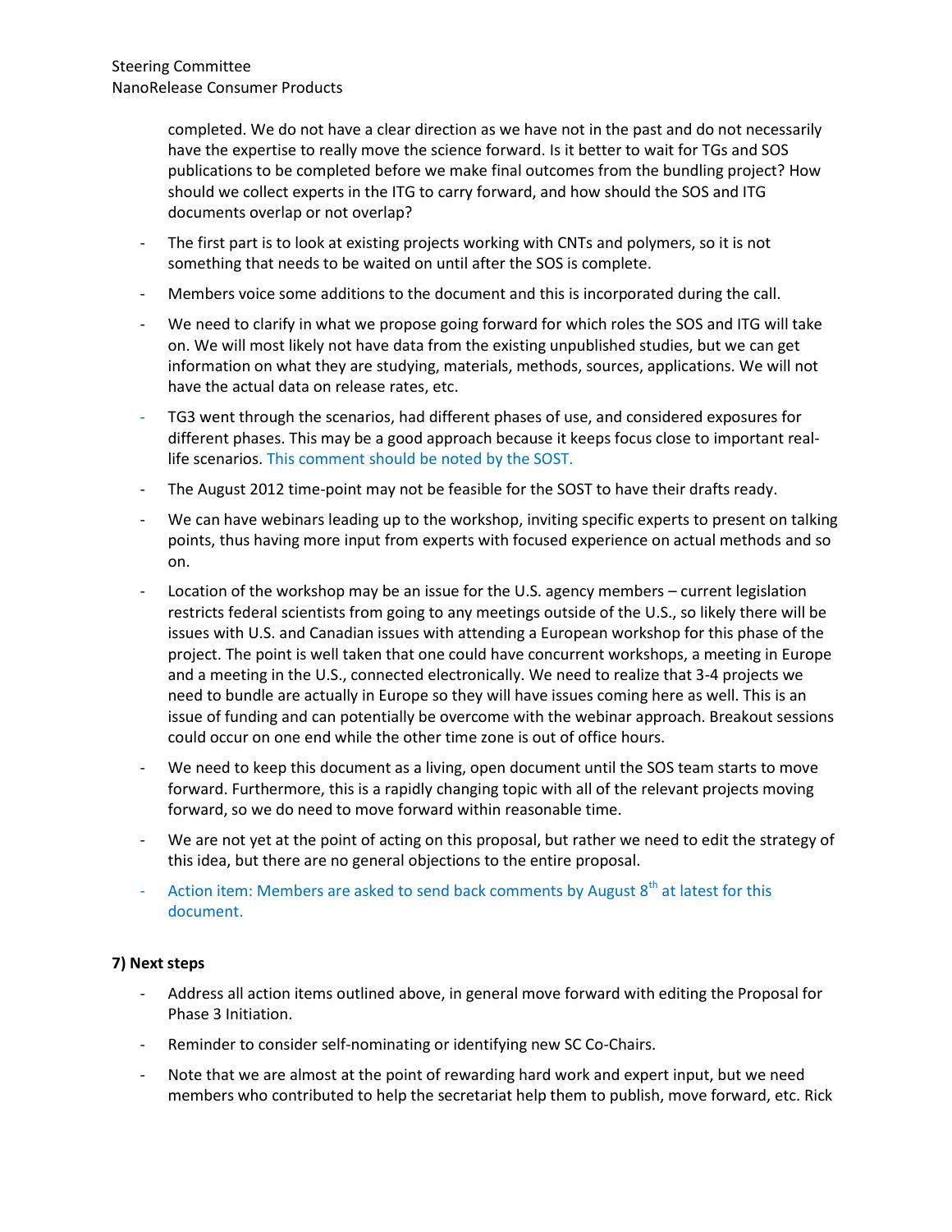completed. We do not have a clear direction as we have not in the past and do not necessarily have the expertise to really move the science forward. Is it better to wait for TGs and SOS publications to be completed before we make final outcomes from the bundling project? How should we collect experts in the ITG to carry forward, and how should the SOS and ITG documents overlap or not overlap?

- The first part is to look at existing projects working with CNTs and polymers, so it is not something that needs to be waited on until after the SOS is complete.
- Members voice some additions to the document and this is incorporated during the call.
- We need to clarify in what we propose going forward for which roles the SOS and ITG will take on. We will most likely not have data from the existing unpublished studies, but we can get information on what they are studying, materials, methods, sources, applications. We will not have the actual data on release rates, etc.
- TG3 went through the scenarios, had different phases of use, and considered exposures for different phases. This may be a good approach because it keeps focus close to important real-life scenarios. This comment should be noted by the SOST.
- The August 2012 time-point may not be feasible for the SOST to have their drafts ready.
- We can have webinars leading up to the workshop, inviting specific experts to present on talking points, thus having more input from experts with focused experience on actual methods and so on.
- Location of the workshop may be an issue for the U.S. agency members – current legislation restricts federal scientists from going to any meetings outside of the U.S., so likely there will be issues with U.S. and Canadian issues with attending a European workshop for this phase of the project. The point is well taken that one could have concurrent workshops, a meeting in Europe and a meeting in the U.S., connected electronically. We need to realize that 3-4 projects we need to bundle are actually in Europe so they will have issues coming here as well. This is an issue of funding and can potentially be overcome with the webinar approach. Breakout sessions could occur on one end while the other time zone is out of office hours.
- We need to keep this document as a living, open document until the SOS team starts to move forward. Furthermore, this is a rapidly changing topic with all of the relevant projects moving forward, so we do need to move forward within reasonable time.
- We are not yet at the point of acting on this proposal, but rather we need to edit the strategy of this idea, but there are no general objections to the entire proposal.
- Action item: Members are asked to send back comments by August 8th at latest for this document.

**7) Next steps**

- Address all action items outlined above, in general move forward with editing the Proposal for Phase 3 Initiation.
- Reminder to consider self-nominating or identifying new SC Co-Chairs.
- Note that we are almost at the point of rewarding hard work and expert input, but we need members who contributed to help the secretariat help them to publish, move forward, etc. Rick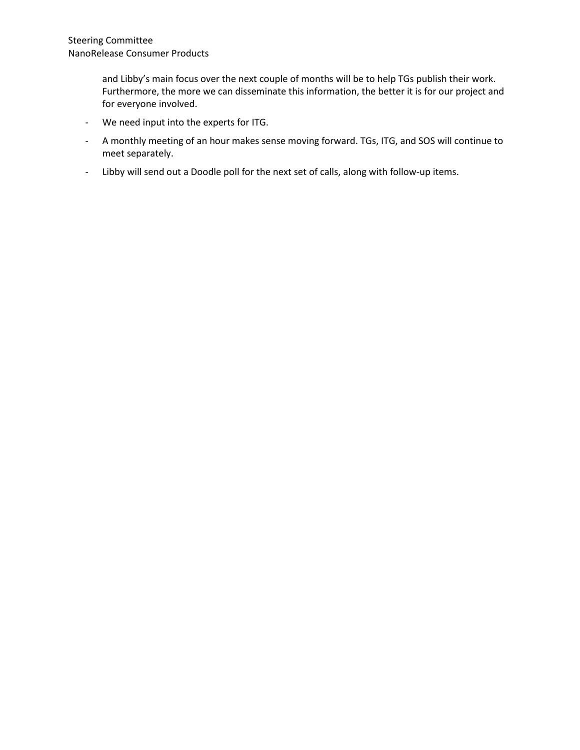and Libby's main focus over the next couple of months will be to help TGs publish their work. Furthermore, the more we can disseminate this information, the better it is for our project and for everyone involved.

- We need input into the experts for ITG.
- A monthly meeting of an hour makes sense moving forward. TGs, ITG, and SOS will continue to meet separately.
- Libby will send out a Doodle poll for the next set of calls, along with follow-up items.